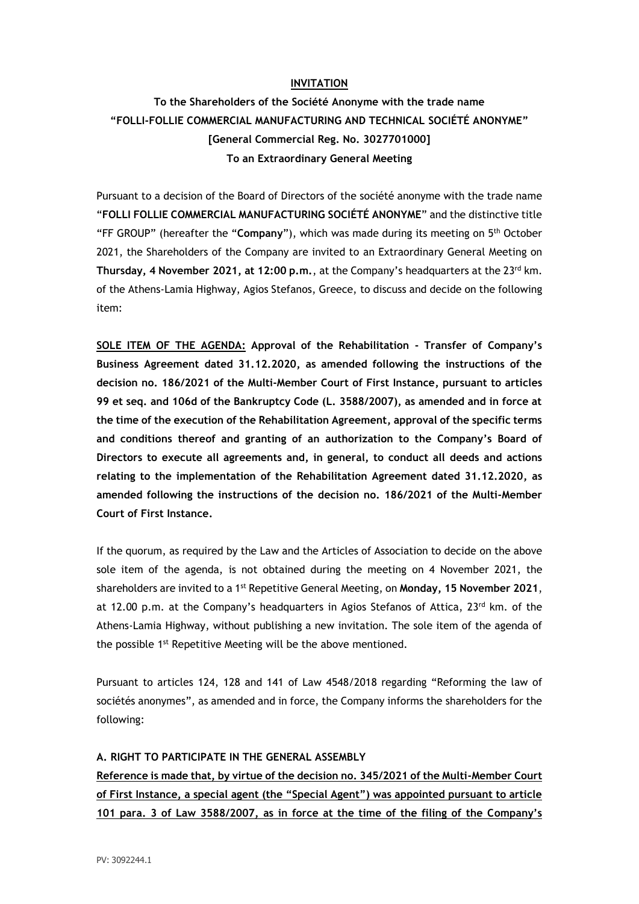**INVITATION**

**To the Shareholders of the Société Anonyme with the trade name "FOLLI-FOLLIE COMMERCIAL MANUFACTURING AND TECHNICAL SOCIÉTÉ ANONYME" [General Commercial Reg. No. 3027701000] To an Extraordinary General Meeting**

Pursuant to a decision of the Board of Directors of the société anonyme with the trade name "**FOLLI FOLLIE COMMERCIAL MANUFACTURING SOCIÉTÉ ANONYME**" and the distinctive title "FF GROUP" (hereafter the "**Company**"), which was made during its meeting on 5th October 2021, the Shareholders of the Company are invited to an Extraordinary General Meeting on **Thursday, 4 November 2021, at 12:00 p.m.**, at the Company's headquarters at the 23rd km. of the Athens-Lamia Highway, Agios Stefanos, Greece, to discuss and decide on the following item:

**SOLE ITEM OF THE AGENDA: Approval of the Rehabilitation - Transfer of Company's Business Agreement dated 31.12.2020, as amended following the instructions of the decision no. 186/2021 of the Multi-Member Court of First Instance, pursuant to articles 99 et seq. and 106d of the Bankruptcy Code (L. 3588/2007), as amended and in force at the time of the execution of the Rehabilitation Agreement, approval of the specific terms and conditions thereof and granting of an authorization to the Company's Board of Directors to execute all agreements and, in general, to conduct all deeds and actions relating to the implementation of the Rehabilitation Agreement dated 31.12.2020, as amended following the instructions of the decision no. 186/2021 of the Multi-Member Court of First Instance.**

If the quorum, as required by the Law and the Articles of Association to decide on the above sole item of the agenda, is not obtained during the meeting on 4 November 2021, the shareholders are invited to a 1st Repetitive General Meeting, on **Monday, 15 November 2021**, at 12.00 p.m. at the Company's headquarters in Agios Stefanos of Attica, 23rd km. of the Athens-Lamia Highway, without publishing a new invitation. The sole item of the agenda of the possible 1st Repetitive Meeting will be the above mentioned.

Pursuant to articles 124, 128 and 141 of Law 4548/2018 regarding "Reforming the law of sociétés anonymes", as amended and in force, the Company informs the shareholders for the following:

**A. RIGHT TO PARTICIPATE IN THE GENERAL ASSEMBLY**

**Reference is made that, by virtue of the decision no. 345/2021 of the Multi-Member Court of First Instance, a special agent (the "Special Agent") was appointed pursuant to article 101 para. 3 of Law 3588/2007, as in force at the time of the filing of the Company's**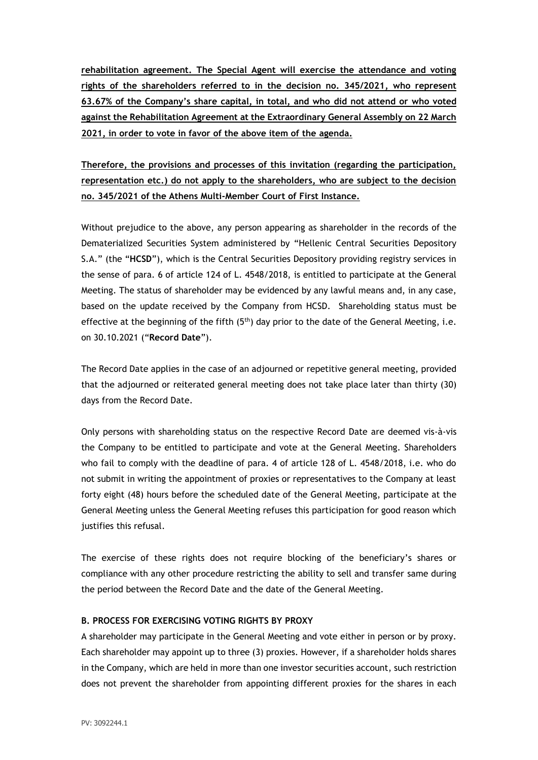**rehabilitation agreement. The Special Agent will exercise the attendance and voting rights of the shareholders referred to in the decision no. 345/2021, who represent 63.67% of the Company's share capital, in total, and who did not attend or who voted against the Rehabilitation Agreement at the Extraordinary General Assembly on 22 March 2021, in order to vote in favor of the above item of the agenda.**

**Therefore, the provisions and processes of this invitation (regarding the participation, representation etc.) do not apply to the shareholders, who are subject to the decision no. 345/2021 of the Athens Multi-Member Court of First Instance.**

Without prejudice to the above, any person appearing as shareholder in the records of the Dematerialized Securities System administered by "Hellenic Central Securities Depository S.A." (the "**HCSD**"), which is the Central Securities Depository providing registry services in the sense of para. 6 of article 124 of L. 4548/2018, is entitled to participate at the General Meeting. The status of shareholder may be evidenced by any lawful means and, in any case, based on the update received by the Company from HCSD. Shareholding status must be effective at the beginning of the fifth (5th) day prior to the date of the General Meeting, i.e. on 30.10.2021 ("**Record Date**").

The Record Date applies in the case of an adjourned or repetitive general meeting, provided that the adjourned or reiterated general meeting does not take place later than thirty (30) days from the Record Date.

Only persons with shareholding status on the respective Record Date are deemed vis-à-vis the Company to be entitled to participate and vote at the General Meeting. Shareholders who fail to comply with the deadline of para. 4 of article 128 of L. 4548/2018, i.e. who do not submit in writing the appointment of proxies or representatives to the Company at least forty eight (48) hours before the scheduled date of the General Meeting, participate at the General Meeting unless the General Meeting refuses this participation for good reason which justifies this refusal.

The exercise of these rights does not require blocking of the beneficiary's shares or compliance with any other procedure restricting the ability to sell and transfer same during the period between the Record Date and the date of the General Meeting.

**B. PROCESS FOR EXERCISING VOTING RIGHTS BY PROXY**

A shareholder may participate in the General Meeting and vote either in person or by proxy. Each shareholder may appoint up to three (3) proxies. However, if a shareholder holds shares in the Company, which are held in more than one investor securities account, such restriction does not prevent the shareholder from appointing different proxies for the shares in each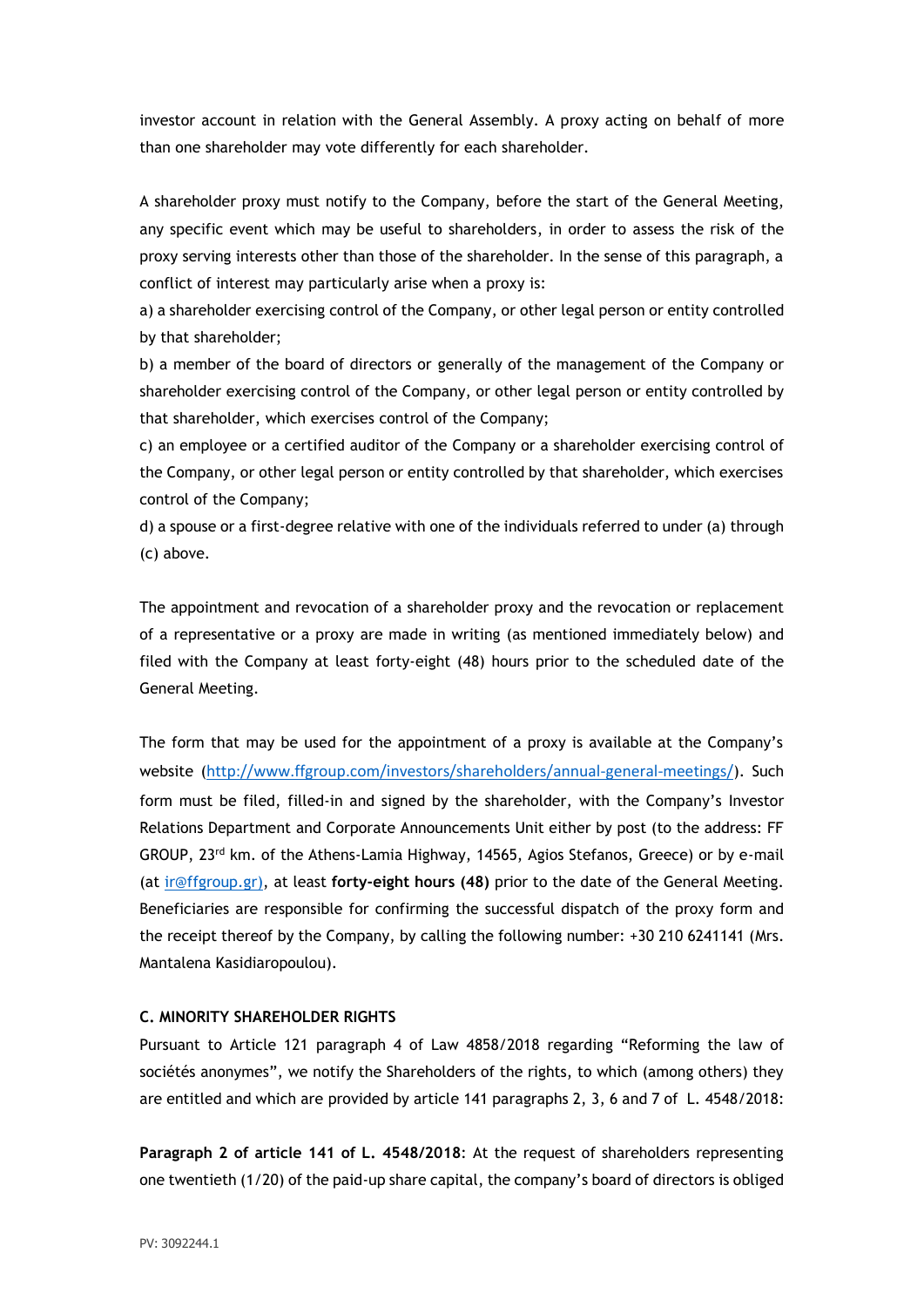investor account in relation with the General Assembly. A proxy acting on behalf of more than one shareholder may vote differently for each shareholder.

A shareholder proxy must notify to the Company, before the start of the General Meeting, any specific event which may be useful to shareholders, in order to assess the risk of the proxy serving interests other than those of the shareholder. In the sense of this paragraph, a conflict of interest may particularly arise when a proxy is:

a) a shareholder exercising control of the Company, or other legal person or entity controlled by that shareholder;

b) a member of the board of directors or generally of the management of the Company or shareholder exercising control of the Company, or other legal person or entity controlled by that shareholder, which exercises control of the Company;

c) an employee or a certified auditor of the Company or a shareholder exercising control of the Company, or other legal person or entity controlled by that shareholder, which exercises control of the Company;

d) a spouse or a first-degree relative with one of the individuals referred to under (a) through (c) above.

The appointment and revocation of a shareholder proxy and the revocation or replacement of a representative or a proxy are made in writing (as mentioned immediately below) and filed with the Company at least forty-eight (48) hours prior to the scheduled date of the General Meeting.

The form that may be used for the appointment of a proxy is available at the Company's website (http://www.ffgroup.com/investors/shareholders/annual-general-meetings/). Such form must be filed, filled-in and signed by the shareholder, with the Company's Investor Relations Department and Corporate Announcements Unit either by post (to the address: FF GROUP, 23rd km. of the Athens-Lamia Highway, 14565, Agios Stefanos, Greece) or by e-mail (at ir@ffgroup.gr), at least **forty-eight hours (48)** prior to the date of the General Meeting. Beneficiaries are responsible for confirming the successful dispatch of the proxy form and the receipt thereof by the Company, by calling the following number: +30 210 6241141 (Mrs. Mantalena Kasidiaropoulou).

**C. MINORITY SHAREHOLDER RIGHTS**

Pursuant to Article 121 paragraph 4 of Law 4858/2018 regarding "Reforming the law of sociétés anonymes", we notify the Shareholders of the rights, to which (among others) they are entitled and which are provided by article 141 paragraphs 2, 3, 6 and 7 of L. 4548/2018:

**Paragraph 2 of article 141 of L. 4548/2018**: At the request of shareholders representing one twentieth (1/20) of the paid-up share capital, the company's board of directors is obliged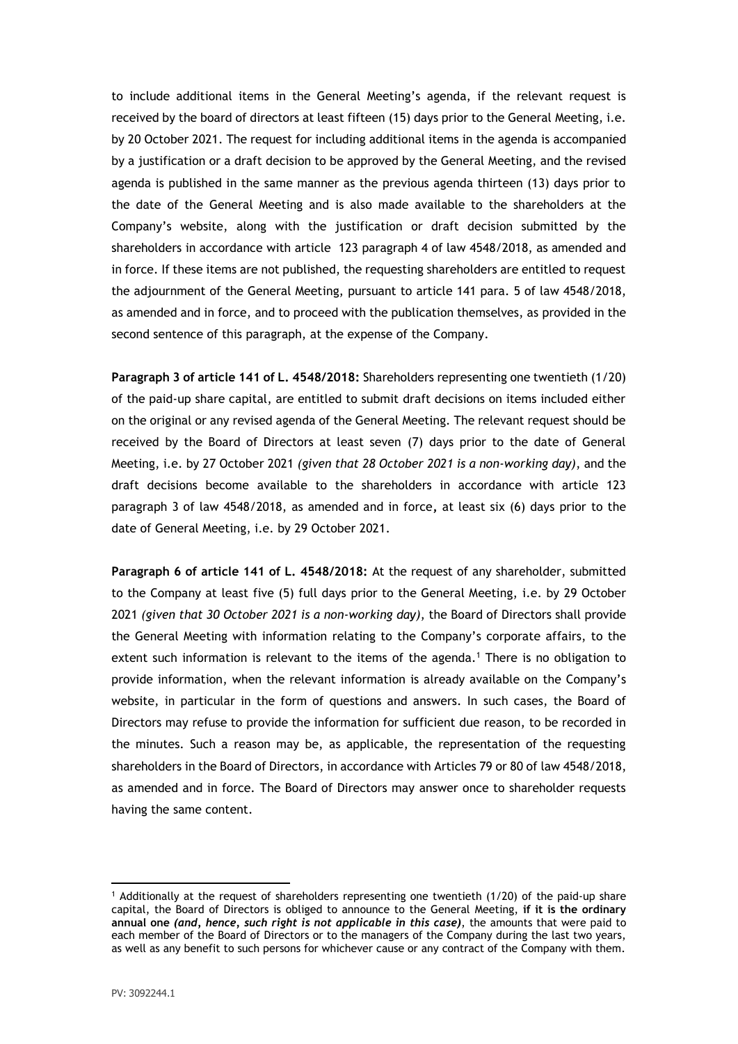to include additional items in the General Meeting's agenda, if the relevant request is received by the board of directors at least fifteen (15) days prior to the General Meeting, i.e. by 20 October 2021. The request for including additional items in the agenda is accompanied by a justification or a draft decision to be approved by the General Meeting, and the revised agenda is published in the same manner as the previous agenda thirteen (13) days prior to the date of the General Meeting and is also made available to the shareholders at the Company's website, along with the justification or draft decision submitted by the shareholders in accordance with article 123 paragraph 4 of law 4548/2018, as amended and in force. If these items are not published, the requesting shareholders are entitled to request the adjournment of the General Meeting, pursuant to article 141 para. 5 of law 4548/2018, as amended and in force, and to proceed with the publication themselves, as provided in the second sentence of this paragraph, at the expense of the Company.

**Paragraph 3 of article 141 of L. 4548/2018:** Shareholders representing one twentieth (1/20) of the paid-up share capital, are entitled to submit draft decisions on items included either on the original or any revised agenda of the General Meeting. The relevant request should be received by the Board of Directors at least seven (7) days prior to the date of General Meeting, i.e. by 27 October 2021 *(given that 28 October 2021 is a non-working day)*, and the draft decisions become available to the shareholders in accordance with article 123 paragraph 3 of law 4548/2018, as amended and in force**,** at least six (6) days prior to the date of General Meeting, i.e. by 29 October 2021.

**Paragraph 6 of article 141 of L. 4548/2018:** At the request of any shareholder, submitted to the Company at least five (5) full days prior to the General Meeting, i.e. by 29 October 2021 *(given that 30 October 2021 is a non-working day)*, the Board of Directors shall provide the General Meeting with information relating to the Company's corporate affairs, to the extent such information is relevant to the items of the agenda.[1] There is no obligation to provide information, when the relevant information is already available on the Company's website, in particular in the form of questions and answers. In such cases, the Board of Directors may refuse to provide the information for sufficient due reason, to be recorded in the minutes. Such a reason may be, as applicable, the representation of the requesting shareholders in the Board of Directors, in accordance with Articles 79 or 80 of law 4548/2018, as amended and in force. The Board of Directors may answer once to shareholder requests having the same content.

[1] Additionally at the request of shareholders representing one twentieth (1/20) of the paid-up share capital, the Board of Directors is obliged to announce to the General Meeting, **if it is the ordinary annual one *(and, hence, such right is not applicable in this case)***, the amounts that were paid to each member of the Board of Directors or to the managers of the Company during the last two years, as well as any benefit to such persons for whichever cause or any contract of the Company with them.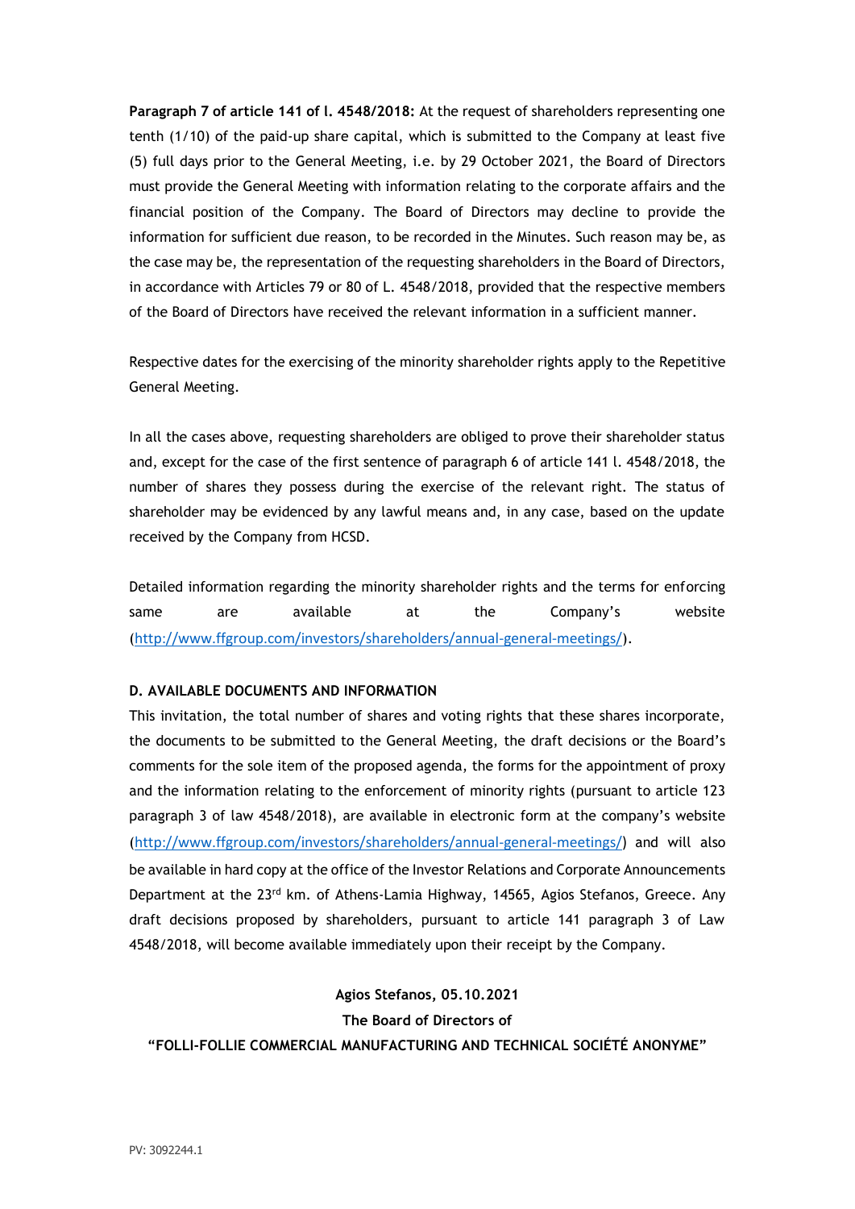**Paragraph 7 of article 141 of l. 4548/2018:** At the request of shareholders representing one tenth (1/10) of the paid-up share capital, which is submitted to the Company at least five (5) full days prior to the General Meeting, i.e. by 29 October 2021, the Board of Directors must provide the General Meeting with information relating to the corporate affairs and the financial position of the Company. The Board of Directors may decline to provide the information for sufficient due reason, to be recorded in the Minutes. Such reason may be, as the case may be, the representation of the requesting shareholders in the Board of Directors, in accordance with Articles 79 or 80 of L. 4548/2018, provided that the respective members of the Board of Directors have received the relevant information in a sufficient manner.

Respective dates for the exercising of the minority shareholder rights apply to the Repetitive General Meeting.

In all the cases above, requesting shareholders are obliged to prove their shareholder status and, except for the case of the first sentence of paragraph 6 of article 141 l. 4548/2018, the number of shares they possess during the exercise of the relevant right. The status of shareholder may be evidenced by any lawful means and, in any case, based on the update received by the Company from HCSD.

Detailed information regarding the minority shareholder rights and the terms for enforcing same are available at the Company's website (http://www.ffgroup.com/investors/shareholders/annual-general-meetings/).

**D. AVAILABLE DOCUMENTS AND INFORMATION**

This invitation, the total number of shares and voting rights that these shares incorporate, the documents to be submitted to the General Meeting, the draft decisions or the Board's comments for the sole item of the proposed agenda, the forms for the appointment of proxy and the information relating to the enforcement of minority rights (pursuant to article 123 paragraph 3 of law 4548/2018), are available in electronic form at the company's website (http://www.ffgroup.com/investors/shareholders/annual-general-meetings/) and will also be available in hard copy at the office of the Investor Relations and Corporate Announcements Department at the 23rd km. of Athens-Lamia Highway, 14565, Agios Stefanos, Greece. Any draft decisions proposed by shareholders, pursuant to article 141 paragraph 3 of Law 4548/2018, will become available immediately upon their receipt by the Company.

**Agios Stefanos, 05.10.2021**

**The Board of Directors of**

**"FOLLI-FOLLIE COMMERCIAL MANUFACTURING AND TECHNICAL SOCIÉTÉ ANONYME"**

PV: 3092244.1